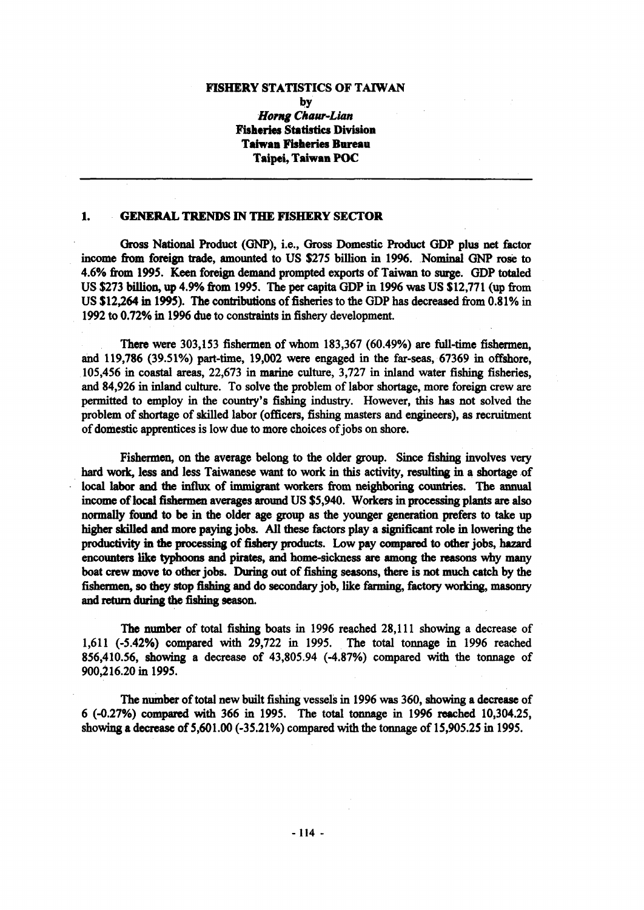# FISHERY STATISTICS OF TAIWAN

by

*Horng Chaur-Lian*
**Fisheries Statistics Division**
**Taiwan Fisheries Bureau**
**Taipei, Taiwan POC**

---

## 1. GENERAL TRENDS IN THE FISHERY SECTOR

Gross National Product (GNP), i.e., Gross Domestic Product GDP plus net factor income from foreign trade, amounted to US $275 billion in 1996. Nominal GNP rose to 4.6% from 1995. Keen foreign demand prompted exports of Taiwan to surge. GDP totaled US $273 billion, up 4.9% from 1995. The per capita GDP in 1996 was US $12,771 (up from US $12,264 in 1995). The contributions of fisheries to the GDP has decreased from 0.81% in 1992 to 0.72% in 1996 due to constraints in fishery development.

There were 303,153 fishermen of whom 183,367 (60.49%) are full-time fishermen, and 119,786 (39.51%) part-time, 19,002 were engaged in the far-seas, 67369 in offshore, 105,456 in coastal areas, 22,673 in marine culture, 3,727 in inland water fishing fisheries, and 84,926 in inland culture. To solve the problem of labor shortage, more foreign crew are permitted to employ in the country's fishing industry. However, this has not solved the problem of shortage of skilled labor (officers, fishing masters and engineers), as recruitment of domestic apprentices is low due to more choices of jobs on shore.

Fishermen, on the average belong to the older group. Since fishing involves very hard work, less and less Taiwanese want to work in this activity, resulting in a shortage of local labor and the influx of immigrant workers from neighboring countries. The annual income of local fishermen averages around US $5,940. Workers in processing plants are also normally found to be in the older age group as the younger generation prefers to take up higher skilled and more paying jobs. All these factors play a significant role in lowering the productivity in the processing of fishery products. Low pay compared to other jobs, hazard encounters like typhoons and pirates, and home-sickness are among the reasons why many boat crew move to other jobs. During out of fishing seasons, there is not much catch by the fishermen, so they stop fishing and do secondary job, like farming, factory working, masonry and return during the fishing season.

The number of total fishing boats in 1996 reached 28,111 showing a decrease of 1,611 (-5.42%) compared with 29,722 in 1995. The total tonnage in 1996 reached 856,410.56, showing a decrease of 43,805.94 (-4.87%) compared with the tonnage of 900,216.20 in 1995.

The number of total new built fishing vessels in 1996 was 360, showing a decrease of 6 (-0.27%) compared with 366 in 1995. The total tonnage in 1996 reached 10,304.25, showing a decrease of 5,601.00 (-35.21%) compared with the tonnage of 15,905.25 in 1995.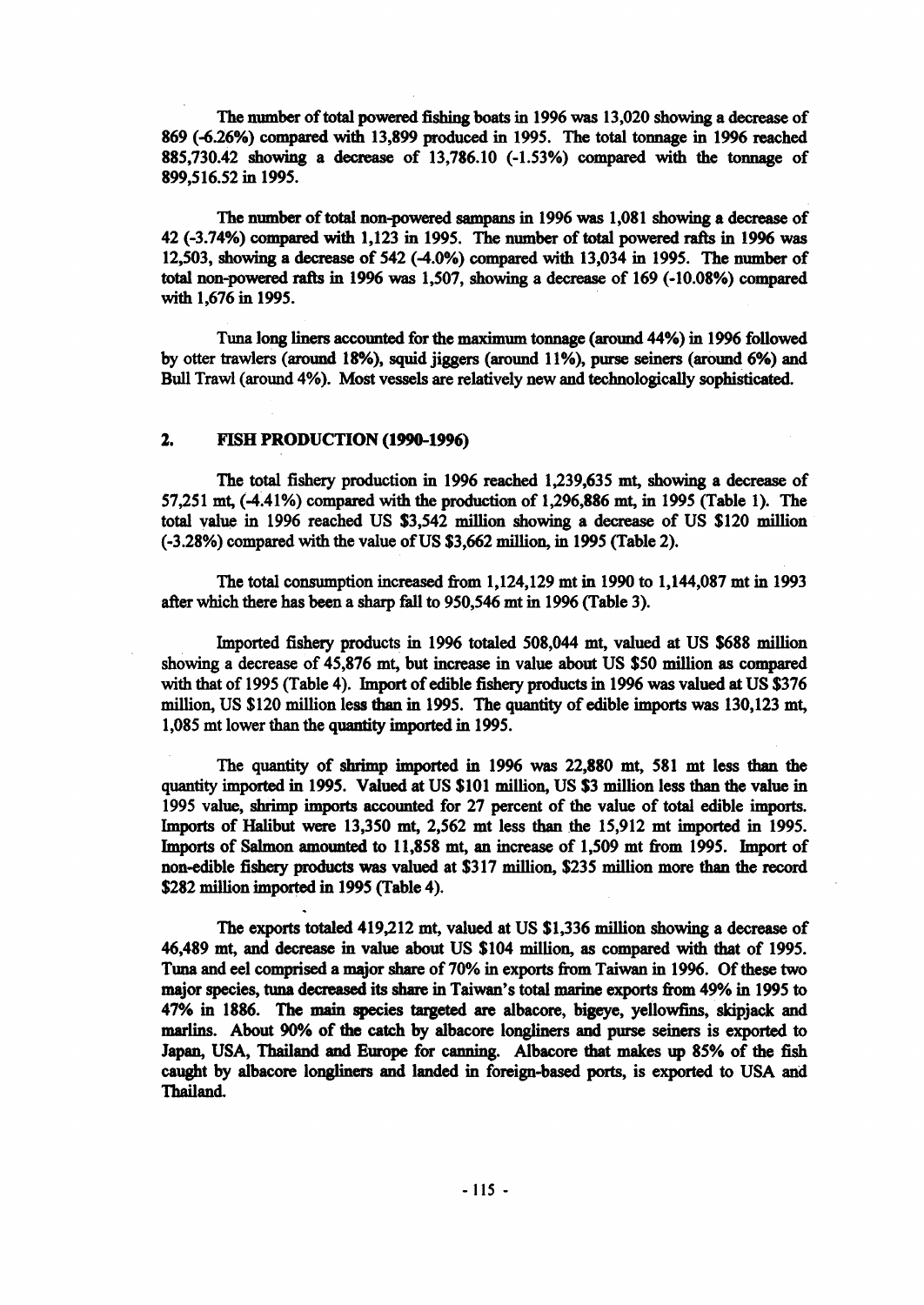The number of total powered fishing boats in 1996 was 13,020 showing a decrease of 869 (-6.26%) compared with 13,899 produced in 1995. The total tonnage in 1996 reached 885,730.42 showing a decrease of 13,786.10 (-1.53%) compared with the tonnage of 899,516.52 in 1995.

The number of total non-powered sampans in 1996 was 1,081 showing a decrease of 42 (-3.74%) compared with 1,123 in 1995. The number of total powered rafts in 1996 was 12,503, showing a decrease of 542 (-4.0%) compared with 13,034 in 1995. The number of total non-powered rafts in 1996 was 1,507, showing a decrease of 169 (-10.08%) compared with 1,676 in 1995.

Tuna long liners accounted for the maximum tonnage (around 44%) in 1996 followed by otter trawlers (around 18%), squid jiggers (around 11%), purse seiners (around 6%) and Bull Trawl (around 4%). Most vessels are relatively new and technologically sophisticated.

## 2. FISH PRODUCTION (1990-1996)

The total fishery production in 1996 reached 1,239,635 mt, showing a decrease of 57,251 mt, (-4.41%) compared with the production of 1,296,886 mt, in 1995 (Table 1). The total value in 1996 reached US $3,542 million showing a decrease of US $120 million (-3.28%) compared with the value of US $3,662 million, in 1995 (Table 2).

The total consumption increased from 1,124,129 mt in 1990 to 1,144,087 mt in 1993 after which there has been a sharp fall to 950,546 mt in 1996 (Table 3).

Imported fishery products in 1996 totaled 508,044 mt, valued at US $688 million showing a decrease of 45,876 mt, but increase in value about US $50 million as compared with that of 1995 (Table 4). Import of edible fishery products in 1996 was valued at US $376 million, US $120 million less than in 1995. The quantity of edible imports was 130,123 mt, 1,085 mt lower than the quantity imported in 1995.

The quantity of shrimp imported in 1996 was 22,880 mt, 581 mt less than the quantity imported in 1995. Valued at US $101 million, US $3 million less than the value in 1995 value, shrimp imports accounted for 27 percent of the value of total edible imports. Imports of Halibut were 13,350 mt, 2,562 mt less than the 15,912 mt imported in 1995. Imports of Salmon amounted to 11,858 mt, an increase of 1,509 mt from 1995. Import of non-edible fishery products was valued at $317 million, $235 million more than the record $282 million imported in 1995 (Table 4).

The exports totaled 419,212 mt, valued at US $1,336 million showing a decrease of 46,489 mt, and decrease in value about US $104 million, as compared with that of 1995. Tuna and eel comprised a major share of 70% in exports from Taiwan in 1996. Of these two major species, tuna decreased its share in Taiwan's total marine exports from 49% in 1995 to 47% in 1886. The main species targeted are albacore, bigeye, yellowfins, skipjack and marlins. About 90% of the catch by albacore longliners and purse seiners is exported to Japan, USA, Thailand and Europe for canning. Albacore that makes up 85% of the fish caught by albacore longliners and landed in foreign-based ports, is exported to USA and Thailand.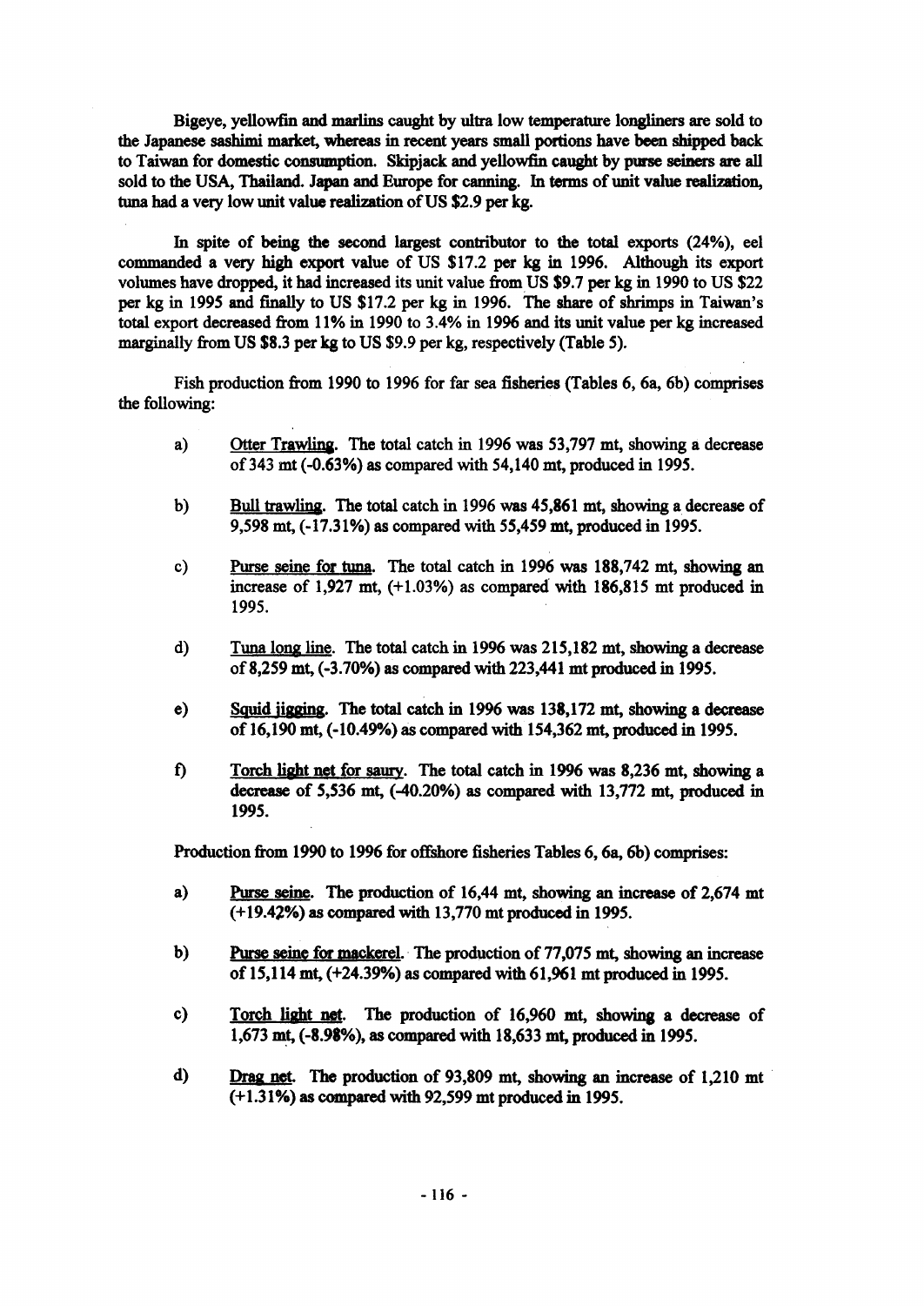Bigeye, yellowfin and marlins caught by ultra low temperature longliners are sold to the Japanese sashimi market, whereas in recent years small portions have been shipped back to Taiwan for domestic consumption. Skipjack and yellowfin caught by purse seiners are all sold to the USA, Thailand. Japan and Europe for canning. In terms of unit value realization, tuna had a very low unit value realization of US $2.9 per kg.

In spite of being the second largest contributor to the total exports (24%), eel commanded a very high export value of US $17.2 per kg in 1996. Although its export volumes have dropped, it had increased its unit value from US $9.7 per kg in 1990 to US $22 per kg in 1995 and finally to US $17.2 per kg in 1996. The share of shrimps in Taiwan's total export decreased from 11% in 1990 to 3.4% in 1996 and its unit value per kg increased marginally from US $8.3 per kg to US $9.9 per kg, respectively (Table 5).

Fish production from 1990 to 1996 for far sea fisheries (Tables 6, 6a, 6b) comprises the following:

a) Otter Trawling. The total catch in 1996 was 53,797 mt, showing a decrease of 343 mt (-0.63%) as compared with 54,140 mt, produced in 1995.

b) Bull trawling. The total catch in 1996 was 45,861 mt, showing a decrease of 9,598 mt, (-17.31%) as compared with 55,459 mt, produced in 1995.

c) Purse seine for tuna. The total catch in 1996 was 188,742 mt, showing an increase of 1,927 mt, (+1.03%) as compared with 186,815 mt produced in 1995.

d) Tuna long line. The total catch in 1996 was 215,182 mt, showing a decrease of 8,259 mt, (-3.70%) as compared with 223,441 mt produced in 1995.

e) Squid jigging. The total catch in 1996 was 138,172 mt, showing a decrease of 16,190 mt, (-10.49%) as compared with 154,362 mt, produced in 1995.

f) Torch light net for saury. The total catch in 1996 was 8,236 mt, showing a decrease of 5,536 mt, (-40.20%) as compared with 13,772 mt, produced in 1995.

Production from 1990 to 1996 for offshore fisheries Tables 6, 6a, 6b) comprises:

a) Purse seine. The production of 16,44 mt, showing an increase of 2,674 mt (+19.42%) as compared with 13,770 mt produced in 1995.

b) Purse seine for mackerel. The production of 77,075 mt, showing an increase of 15,114 mt, (+24.39%) as compared with 61,961 mt produced in 1995.

c) Torch light net. The production of 16,960 mt, showing a decrease of 1,673 mt, (-8.98%), as compared with 18,633 mt, produced in 1995.

d) Drag net. The production of 93,809 mt, showing an increase of 1,210 mt (+1.31%) as compared with 92,599 mt produced in 1995.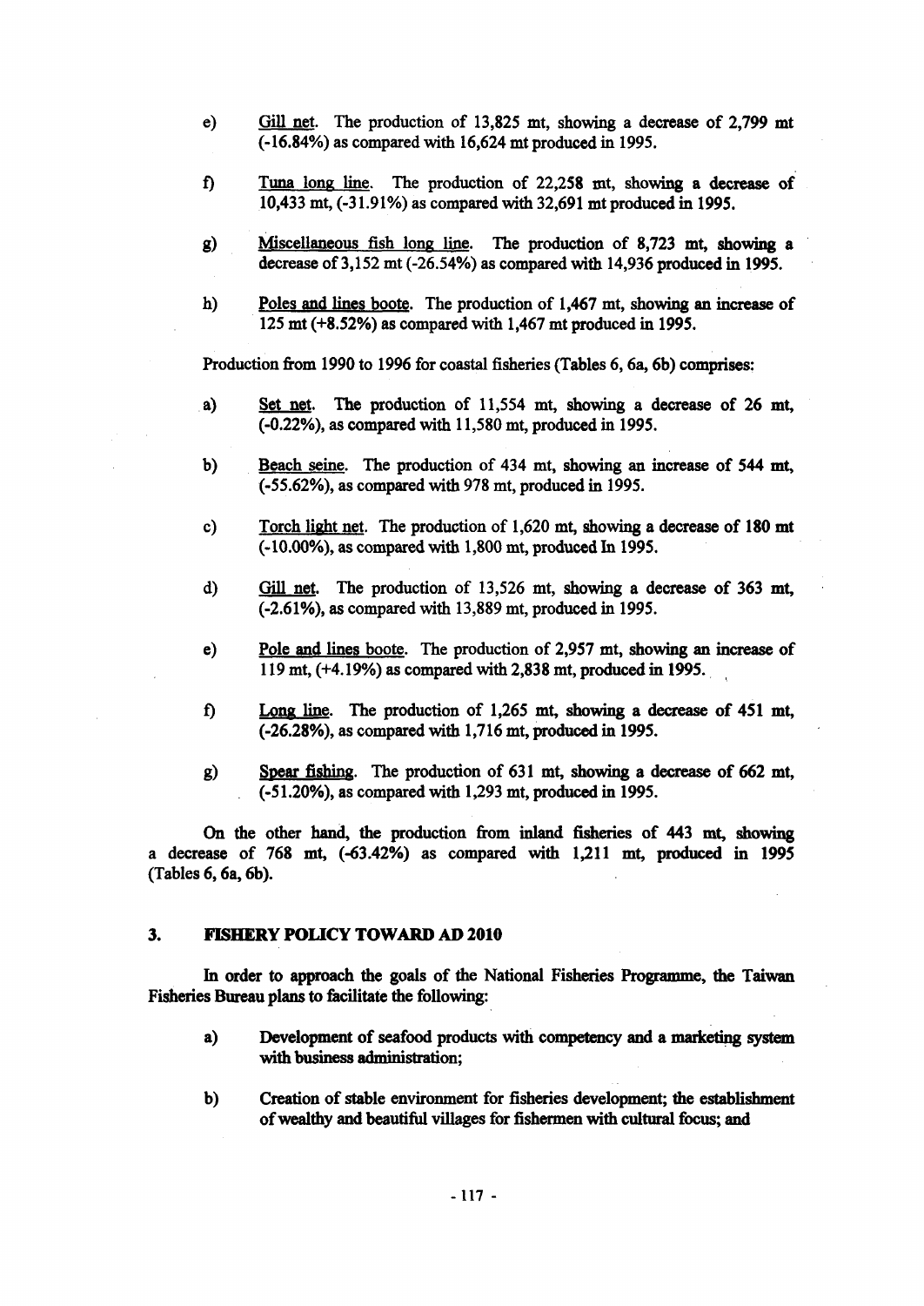e) Gill net. The production of 13,825 mt, showing a decrease of 2,799 mt (-16.84%) as compared with 16,624 mt produced in 1995.

f) Tuna long line. The production of 22,258 mt, showing a decrease of 10,433 mt, (-31.91%) as compared with 32,691 mt produced in 1995.

g) Miscellaneous fish long line. The production of 8,723 mt, showing a decrease of 3,152 mt (-26.54%) as compared with 14,936 produced in 1995.

h) Poles and lines boote. The production of 1,467 mt, showing an increase of 125 mt (+8.52%) as compared with 1,467 mt produced in 1995.

Production from 1990 to 1996 for coastal fisheries (Tables 6, 6a, 6b) comprises:

a) Set net. The production of 11,554 mt, showing a decrease of 26 mt, (-0.22%), as compared with 11,580 mt, produced in 1995.

b) Beach seine. The production of 434 mt, showing an increase of 544 mt, (-55.62%), as compared with 978 mt, produced in 1995.

c) Torch light net. The production of 1,620 mt, showing a decrease of 180 mt (-10.00%), as compared with 1,800 mt, produced In 1995.

d) Gill net. The production of 13,526 mt, showing a decrease of 363 mt, (-2.61%), as compared with 13,889 mt, produced in 1995.

e) Pole and lines boote. The production of 2,957 mt, showing an increase of 119 mt, (+4.19%) as compared with 2,838 mt, produced in 1995.

f) Long line. The production of 1,265 mt, showing a decrease of 451 mt, (-26.28%), as compared with 1,716 mt, produced in 1995.

g) Spear fishing. The production of 631 mt, showing a decrease of 662 mt, (-51.20%), as compared with 1,293 mt, produced in 1995.

On the other hand, the production from inland fisheries of 443 mt, showing a decrease of 768 mt, (-63.42%) as compared with 1,211 mt, produced in 1995 (Tables 6, 6a, 6b).

## 3. FISHERY POLICY TOWARD AD 2010

In order to approach the goals of the National Fisheries Programme, the Taiwan Fisheries Bureau plans to facilitate the following:

a) **Development of seafood products with competency and a marketing system with business administration;**

b) **Creation of stable environment for fisheries development; the establishment of wealthy and beautiful villages for fishermen with cultural focus; and**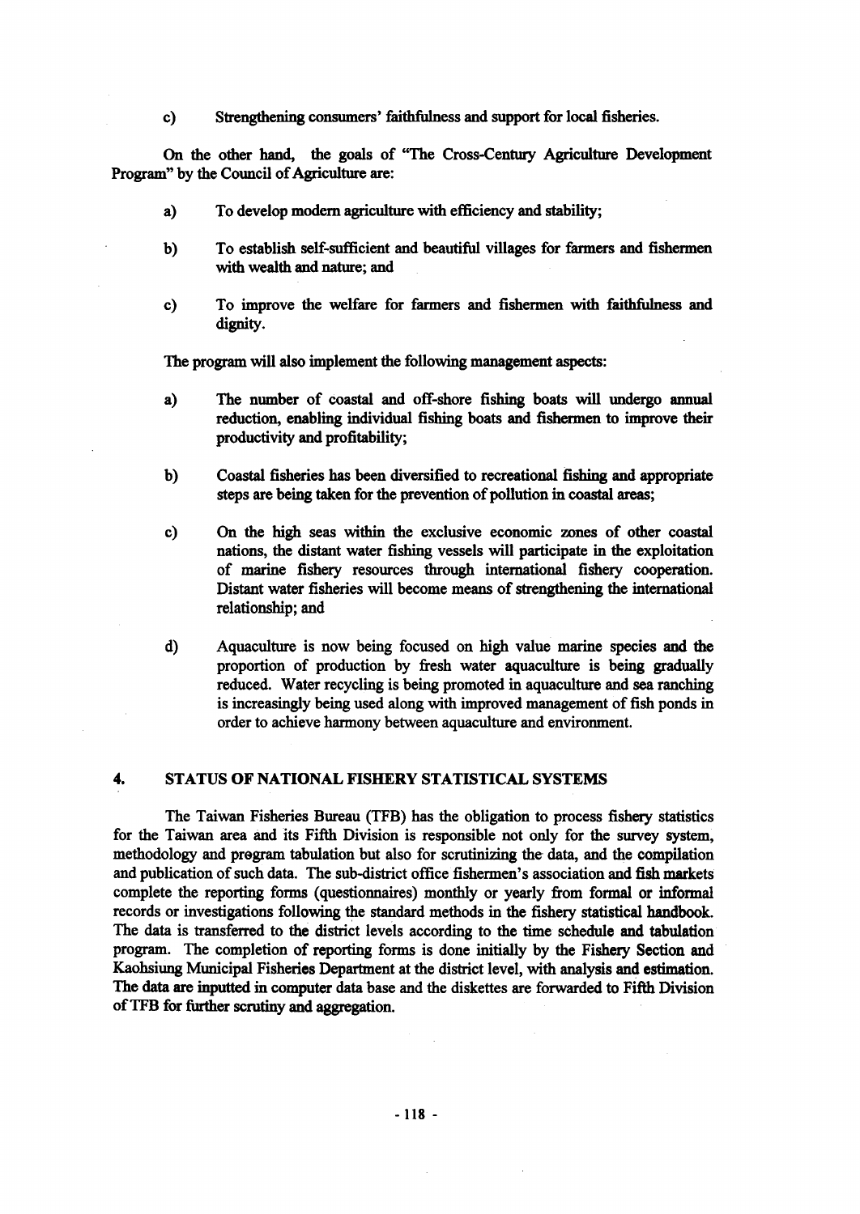c) Strengthening consumers' faithfulness and support for local fisheries.

On the other hand, the goals of "The Cross-Century Agriculture Development Program" by the Council of Agriculture are:

a) To develop modern agriculture with efficiency and stability;

b) To establish self-sufficient and beautiful villages for farmers and fishermen with wealth and nature; and

c) To improve the welfare for farmers and fishermen with faithfulness and dignity.

The program will also implement the following management aspects:

a) The number of coastal and off-shore fishing boats will undergo annual reduction, enabling individual fishing boats and fishermen to improve their productivity and profitability;

b) Coastal fisheries has been diversified to recreational fishing and appropriate steps are being taken for the prevention of pollution in coastal areas;

c) On the high seas within the exclusive economic zones of other coastal nations, the distant water fishing vessels will participate in the exploitation of marine fishery resources through international fishery cooperation. Distant water fisheries will become means of strengthening the international relationship; and

d) Aquaculture is now being focused on high value marine species and the proportion of production by fresh water aquaculture is being gradually reduced. Water recycling is being promoted in aquaculture and sea ranching is increasingly being used along with improved management of fish ponds in order to achieve harmony between aquaculture and environment.

## 4. STATUS OF NATIONAL FISHERY STATISTICAL SYSTEMS

The Taiwan Fisheries Bureau (TFB) has the obligation to process fishery statistics for the Taiwan area and its Fifth Division is responsible not only for the survey system, methodology and program tabulation but also for scrutinizing the data, and the compilation and publication of such data. The sub-district office fishermen's association and fish markets complete the reporting forms (questionnaires) monthly or yearly from formal or informal records or investigations following the standard methods in the fishery statistical handbook. The data is transferred to the district levels according to the time schedule and tabulation program. The completion of reporting forms is done initially by the Fishery Section and Kaohsiung Municipal Fisheries Department at the district level, with analysis and estimation. The data are inputted in computer data base and the diskettes are forwarded to Fifth Division of TFB for further scrutiny and aggregation.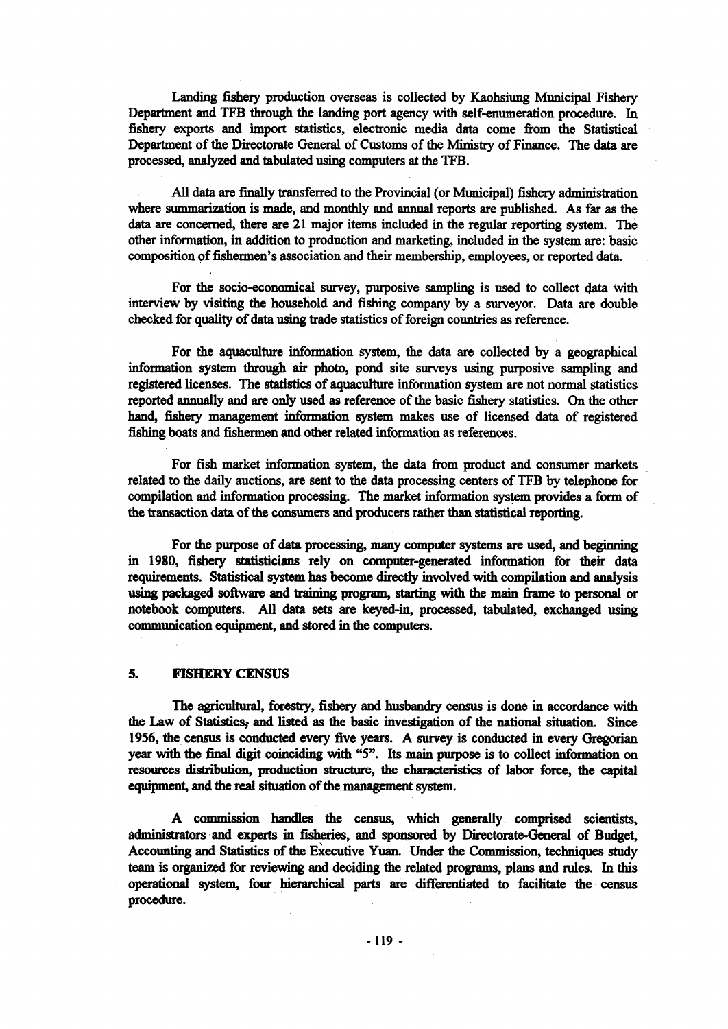Landing fishery production overseas is collected by Kaohsiung Municipal Fishery Department and TFB through the landing port agency with self-enumeration procedure. In fishery exports and import statistics, electronic media data come from the Statistical Department of the Directorate General of Customs of the Ministry of Finance. The data are processed, analyzed and tabulated using computers at the TFB.

All data are finally transferred to the Provincial (or Municipal) fishery administration where summarization is made, and monthly and annual reports are published. As far as the data are concerned, there are 21 major items included in the regular reporting system. The other information, in addition to production and marketing, included in the system are: basic composition of fishermen's association and their membership, employees, or reported data.

For the socio-economical survey, purposive sampling is used to collect data with interview by visiting the household and fishing company by a surveyor. Data are double checked for quality of data using trade statistics of foreign countries as reference.

For the aquaculture information system, the data are collected by a geographical information system through air photo, pond site surveys using purposive sampling and registered licenses. The statistics of aquaculture information system are not normal statistics reported annually and are only used as reference of the basic fishery statistics. On the other hand, fishery management information system makes use of licensed data of registered fishing boats and fishermen and other related information as references.

For fish market information system, the data from product and consumer markets related to the daily auctions, are sent to the data processing centers of TFB by telephone for compilation and information processing. The market information system provides a form of the transaction data of the consumers and producers rather than statistical reporting.

For the purpose of data processing, many computer systems are used, and beginning in 1980, fishery statisticians rely on computer-generated information for their data requirements. Statistical system has become directly involved with compilation and analysis using packaged software and training program, starting with the main frame to personal or notebook computers. All data sets are keyed-in, processed, tabulated, exchanged using communication equipment, and stored in the computers.

## 5. FISHERY CENSUS

The agricultural, forestry, fishery and husbandry census is done in accordance with the Law of Statistics, and listed as the basic investigation of the national situation. Since 1956, the census is conducted every five years. A survey is conducted in every Gregorian year with the final digit coinciding with "5". Its main purpose is to collect information on resources distribution, production structure, the characteristics of labor force, the capital equipment, and the real situation of the management system.

A commission handles the census, which generally comprised scientists, administrators and experts in fisheries, and sponsored by Directorate-General of Budget, Accounting and Statistics of the Executive Yuan. Under the Commission, techniques study team is organized for reviewing and deciding the related programs, plans and rules. In this operational system, four hierarchical parts are differentiated to facilitate the census procedure.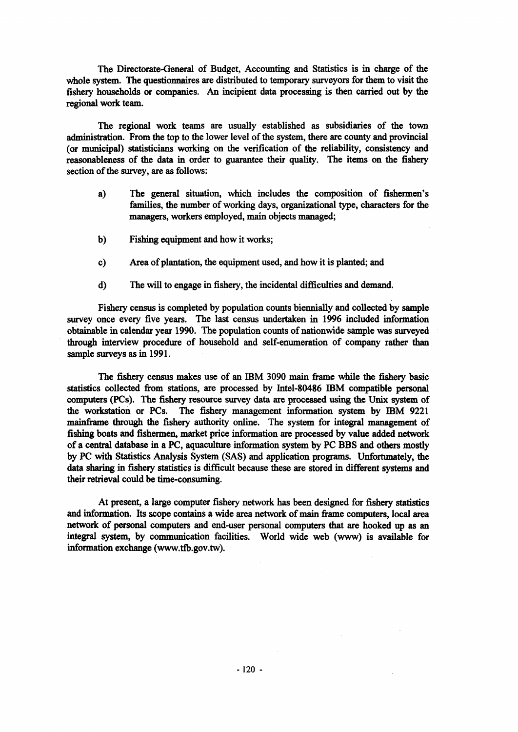The Directorate-General of Budget, Accounting and Statistics is in charge of the whole system. The questionnaires are distributed to temporary surveyors for them to visit the fishery households or companies. An incipient data processing is then carried out by the regional work team.

The regional work teams are usually established as subsidiaries of the town administration. From the top to the lower level of the system, there are county and provincial (or municipal) statisticians working on the verification of the reliability, consistency and reasonableness of the data in order to guarantee their quality. The items on the fishery section of the survey, are as follows:

a) The general situation, which includes the composition of fishermen's families, the number of working days, organizational type, characters for the managers, workers employed, main objects managed;

b) Fishing equipment and how it works;

c) Area of plantation, the equipment used, and how it is planted; and

d) The will to engage in fishery, the incidental difficulties and demand.

Fishery census is completed by population counts biennially and collected by sample survey once every five years. The last census undertaken in 1996 included information obtainable in calendar year 1990. The population counts of nationwide sample was surveyed through interview procedure of household and self-enumeration of company rather than sample surveys as in 1991.

The fishery census makes use of an IBM 3090 main frame while the fishery basic statistics collected from stations, are processed by Intel-80486 IBM compatible personal computers (PCs). The fishery resource survey data are processed using the Unix system of the workstation or PCs. The fishery management information system by IBM 9221 mainframe through the fishery authority online. The system for integral management of fishing boats and fishermen, market price information are processed by value added network of a central database in a PC, aquaculture information system by PC BBS and others mostly by PC with Statistics Analysis System (SAS) and application programs. Unfortunately, the data sharing in fishery statistics is difficult because these are stored in different systems and their retrieval could be time-consuming.

At present, a large computer fishery network has been designed for fishery statistics and information. Its scope contains a wide area network of main frame computers, local area network of personal computers and end-user personal computers that are hooked up as an integral system, by communication facilities. World wide web (www) is available for information exchange (www.tfb.gov.tw).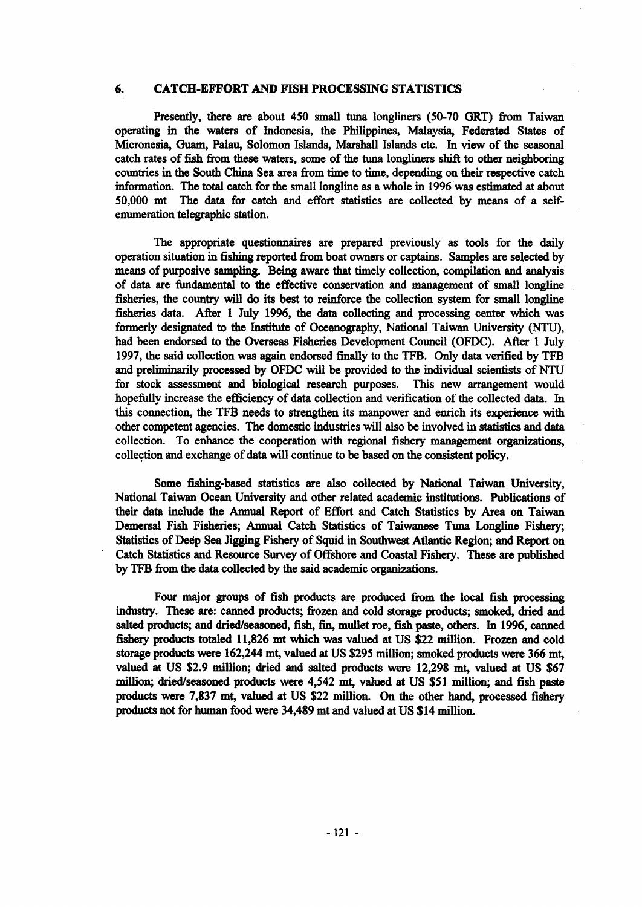## 6. CATCH-EFFORT AND FISH PROCESSING STATISTICS

Presently, there are about 450 small tuna longliners (50-70 GRT) from Taiwan operating in the waters of Indonesia, the Philippines, Malaysia, Federated States of Micronesia, Guam, Palau, Solomon Islands, Marshall Islands etc. In view of the seasonal catch rates of fish from these waters, some of the tuna longliners shift to other neighboring countries in the South China Sea area from time to time, depending on their respective catch information. The total catch for the small longline as a whole in 1996 was estimated at about 50,000 mt The data for catch and effort statistics are collected by means of a self-enumeration telegraphic station.

The appropriate questionnaires are prepared previously as tools for the daily operation situation in fishing reported from boat owners or captains. Samples are selected by means of purposive sampling. Being aware that timely collection, compilation and analysis of data are fundamental to the effective conservation and management of small longline fisheries, the country will do its best to reinforce the collection system for small longline fisheries data. After 1 July 1996, the data collecting and processing center which was formerly designated to the Institute of Oceanography, National Taiwan University (NTU), had been endorsed to the Overseas Fisheries Development Council (OFDC). After 1 July 1997, the said collection was again endorsed finally to the TFB. Only data verified by TFB and preliminarily processed by OFDC will be provided to the individual scientists of NTU for stock assessment and biological research purposes. This new arrangement would hopefully increase the efficiency of data collection and verification of the collected data. In this connection, the TFB needs to strengthen its manpower and enrich its experience with other competent agencies. The domestic industries will also be involved in statistics and data collection. To enhance the cooperation with regional fishery management organizations, collection and exchange of data will continue to be based on the consistent policy.

Some fishing-based statistics are also collected by National Taiwan University, National Taiwan Ocean University and other related academic institutions. Publications of their data include the Annual Report of Effort and Catch Statistics by Area on Taiwan Demersal Fish Fisheries; Annual Catch Statistics of Taiwanese Tuna Longline Fishery; Statistics of Deep Sea Jigging Fishery of Squid in Southwest Atlantic Region; and Report on Catch Statistics and Resource Survey of Offshore and Coastal Fishery. These are published by TFB from the data collected by the said academic organizations.

Four major groups of fish products are produced from the local fish processing industry. These are: canned products; frozen and cold storage products; smoked, dried and salted products; and dried/seasoned, fish, fin, mullet roe, fish paste, others. In 1996, canned fishery products totaled 11,826 mt which was valued at US $22 million. Frozen and cold storage products were 162,244 mt, valued at US $295 million; smoked products were 366 mt, valued at US $2.9 million; dried and salted products were 12,298 mt, valued at US $67 million; dried/seasoned products were 4,542 mt, valued at US $51 million; and fish paste products were 7,837 mt, valued at US $22 million. On the other hand, processed fishery products not for human food were 34,489 mt and valued at US $14 million.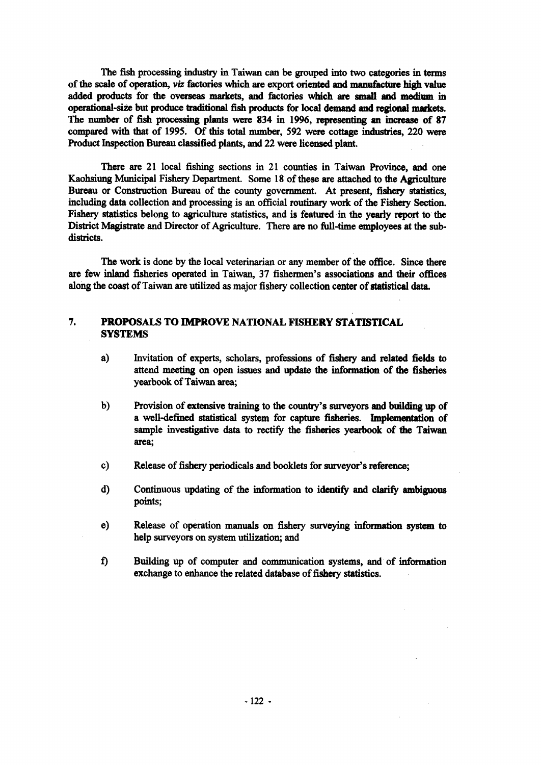The fish processing industry in Taiwan can be grouped into two categories in terms of the scale of operation, *viz* factories which are export oriented and manufacture high value added products for the overseas markets, and factories which are small and medium in operational-size but produce traditional fish products for local demand and regional markets. The number of fish processing plants were 834 in 1996, representing an increase of 87 compared with that of 1995. Of this total number, 592 were cottage industries, 220 were Product Inspection Bureau classified plants, and 22 were licensed plant.

There are 21 local fishing sections in 21 counties in Taiwan Province, and one Kaohsiung Municipal Fishery Department. Some 18 of these are attached to the Agriculture Bureau or Construction Bureau of the county government. At present, fishery statistics, including data collection and processing is an official routinary work of the Fishery Section. Fishery statistics belong to agriculture statistics, and is featured in the yearly report to the District Magistrate and Director of Agriculture. There are no full-time employees at the sub-districts.

The work is done by the local veterinarian or any member of the office. Since there are few inland fisheries operated in Taiwan, 37 fishermen's associations and their offices along the coast of Taiwan are utilized as major fishery collection center of statistical data.

## 7. PROPOSALS TO IMPROVE NATIONAL FISHERY STATISTICAL SYSTEMS

a) Invitation of experts, scholars, professions of fishery and related fields to attend meeting on open issues and update the information of the fisheries yearbook of Taiwan area;

b) Provision of extensive training to the country's surveyors and building up of a well-defined statistical system for capture fisheries. Implementation of sample investigative data to rectify the fisheries yearbook of the Taiwan area;

c) Release of fishery periodicals and booklets for surveyor's reference;

d) Continuous updating of the information to identify and clarify ambiguous points;

e) Release of operation manuals on fishery surveying information system to help surveyors on system utilization; and

f) Building up of computer and communication systems, and of information exchange to enhance the related database of fishery statistics.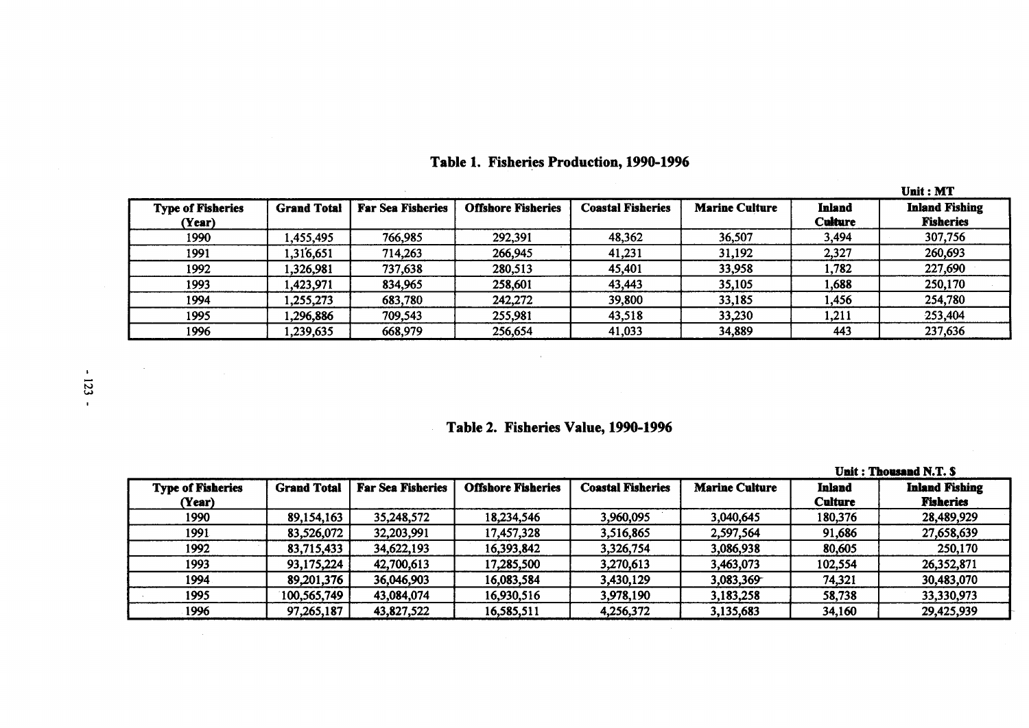## Table 1. Fisheries Production, 1990-1996

Unit : MT

| Type of Fisheries (Year) | Grand Total | Far Sea Fisheries | Offshore Fisheries | Coastal Fisheries | Marine Culture | Inland Culture | Inland Fishing Fisheries |
|---|---|---|---|---|---|---|---|
| 1990 | 1,455,495 | 766,985 | 292,391 | 48,362 | 36,507 | 3,494 | 307,756 |
| 1991 | 1,316,651 | 714,263 | 266,945 | 41,231 | 31,192 | 2,327 | 260,693 |
| 1992 | 1,326,981 | 737,638 | 280,513 | 45,401 | 33,958 | 1,782 | 227,690 |
| 1993 | 1,423,971 | 834,965 | 258,601 | 43,443 | 35,105 | 1,688 | 250,170 |
| 1994 | 1,255,273 | 683,780 | 242,272 | 39,800 | 33,185 | 1,456 | 254,780 |
| 1995 | 1,296,886 | 709,543 | 255,981 | 43,518 | 33,230 | 1,211 | 253,404 |
| 1996 | 1,239,635 | 668,979 | 256,654 | 41,033 | 34,889 | 443 | 237,636 |

## Table 2. Fisheries Value, 1990-1996

Unit : Thousand N.T. $

| Type of Fisheries (Year) | Grand Total | Far Sea Fisheries | Offshore Fisheries | Coastal Fisheries | Marine Culture | Inland Culture | Inland Fishing Fisheries |
|---|---|---|---|---|---|---|---|
| 1990 | 89,154,163 | 35,248,572 | 18,234,546 | 3,960,095 | 3,040,645 | 180,376 | 28,489,929 |
| 1991 | 83,526,072 | 32,203,991 | 17,457,328 | 3,516,865 | 2,597,564 | 91,686 | 27,658,639 |
| 1992 | 83,715,433 | 34,622,193 | 16,393,842 | 3,326,754 | 3,086,938 | 80,605 | 250,170 |
| 1993 | 93,175,224 | 42,700,613 | 17,285,500 | 3,270,613 | 3,463,073 | 102,554 | 26,352,871 |
| 1994 | 89,201,376 | 36,046,903 | 16,083,584 | 3,430,129 | 3,083,369 | 74,321 | 30,483,070 |
| 1995 | 100,565,749 | 43,084,074 | 16,930,516 | 3,978,190 | 3,183,258 | 58,738 | 33,330,973 |
| 1996 | 97,265,187 | 43,827,522 | 16,585,511 | 4,256,372 | 3,135,683 | 34,160 | 29,425,939 |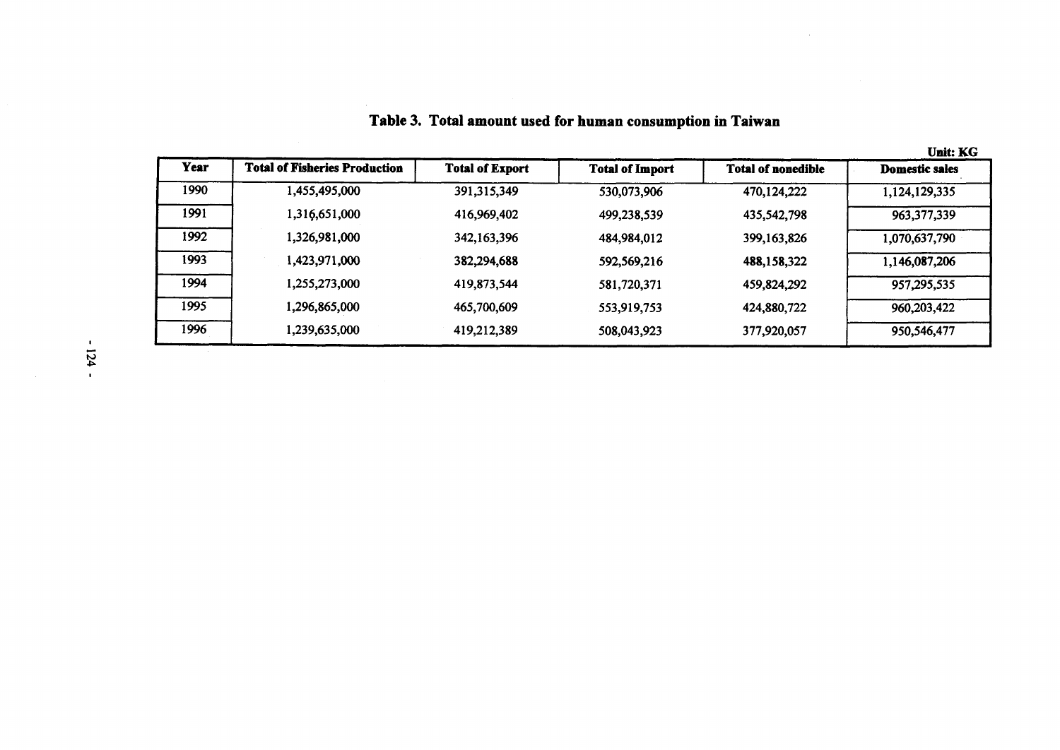# Table 3. Total amount used for human consumption in Taiwan

Unit: KG

| Year | Total of Fisheries Production | Total of Export | Total of Import | Total of nonedible | Domestic sales |
|---|---|---|---|---|---|
| 1990 | 1,455,495,000 | 391,315,349 | 530,073,906 | 470,124,222 | 1,124,129,335 |
| 1991 | 1,316,651,000 | 416,969,402 | 499,238,539 | 435,542,798 | 963,377,339 |
| 1992 | 1,326,981,000 | 342,163,396 | 484,984,012 | 399,163,826 | 1,070,637,790 |
| 1993 | 1,423,971,000 | 382,294,688 | 592,569,216 | 488,158,322 | 1,146,087,206 |
| 1994 | 1,255,273,000 | 419,873,544 | 581,720,371 | 459,824,292 | 957,295,535 |
| 1995 | 1,296,865,000 | 465,700,609 | 553,919,753 | 424,880,722 | 960,203,422 |
| 1996 | 1,239,635,000 | 419,212,389 | 508,043,923 | 377,920,057 | 950,546,477 |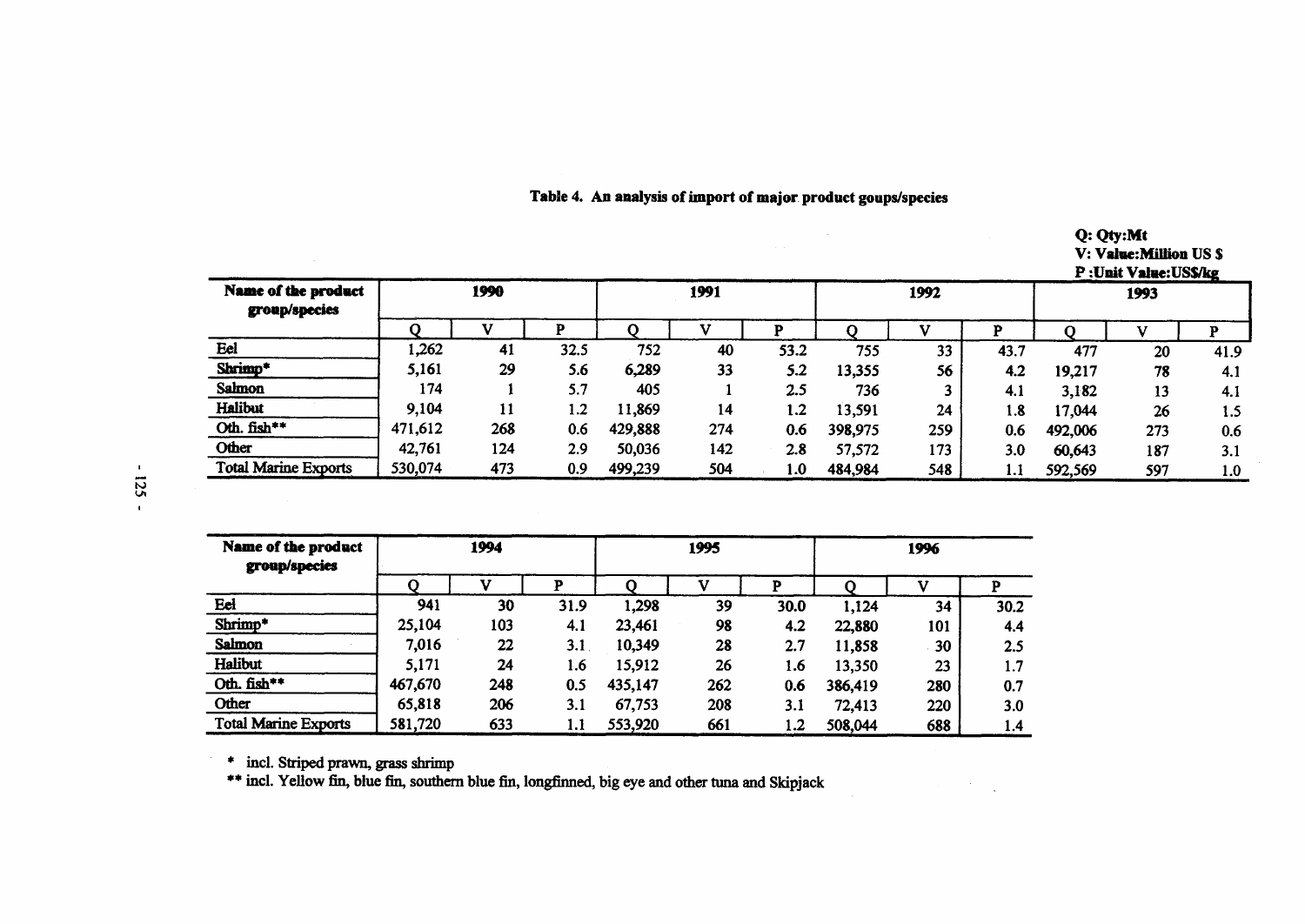**Table 4. An analysis of import of major product goups/species**

Q: Qty:Mt
V: Value:Million US $
P :Unit Value:US$/kg

| Name of the product group/species | 1990 | | | 1991 | | | 1992 | | | 1993 | | |
|---|---|---|---|---|---|---|---|---|---|---|---|---|
| | Q | V | P | Q | V | P | Q | V | P | Q | V | P |
| Eel | 1,262 | 41 | 32.5 | 752 | 40 | 53.2 | 755 | 33 | 43.7 | 477 | 20 | 41.9 |
| Shrimp* | 5,161 | 29 | 5.6 | 6,289 | 33 | 5.2 | 13,355 | 56 | 4.2 | 19,217 | 78 | 4.1 |
| Salmon | 174 | 1 | 5.7 | 405 | 1 | 2.5 | 736 | 3 | 4.1 | 3,182 | 13 | 4.1 |
| Halibut | 9,104 | 11 | 1.2 | 11,869 | 14 | 1.2 | 13,591 | 24 | 1.8 | 17,044 | 26 | 1.5 |
| Oth. fish** | 471,612 | 268 | 0.6 | 429,888 | 274 | 0.6 | 398,975 | 259 | 0.6 | 492,006 | 273 | 0.6 |
| Other | 42,761 | 124 | 2.9 | 50,036 | 142 | 2.8 | 57,572 | 173 | 3.0 | 60,643 | 187 | 3.1 |
| Total Marine Exports | 530,074 | 473 | 0.9 | 499,239 | 504 | 1.0 | 484,984 | 548 | 1.1 | 592,569 | 597 | 1.0 |

| Name of the product group/species | 1994 | | | 1995 | | | 1996 | | |
|---|---|---|---|---|---|---|---|---|---|
| | Q | V | P | Q | V | P | Q | V | P |
| Eel | 941 | 30 | 31.9 | 1,298 | 39 | 30.0 | 1,124 | 34 | 30.2 |
| Shrimp* | 25,104 | 103 | 4.1 | 23,461 | 98 | 4.2 | 22,880 | 101 | 4.4 |
| Salmon | 7,016 | 22 | 3.1 | 10,349 | 28 | 2.7 | 11,858 | 30 | 2.5 |
| Halibut | 5,171 | 24 | 1.6 | 15,912 | 26 | 1.6 | 13,350 | 23 | 1.7 |
| Oth. fish** | 467,670 | 248 | 0.5 | 435,147 | 262 | 0.6 | 386,419 | 280 | 0.7 |
| Other | 65,818 | 206 | 3.1 | 67,753 | 208 | 3.1 | 72,413 | 220 | 3.0 |
| Total Marine Exports | 581,720 | 633 | 1.1 | 553,920 | 661 | 1.2 | 508,044 | 688 | 1.4 |

\* incl. Striped prawn, grass shrimp

\*\* incl. Yellow fin, blue fin, southern blue fin, longfinned, big eye and other tuna and Skipjack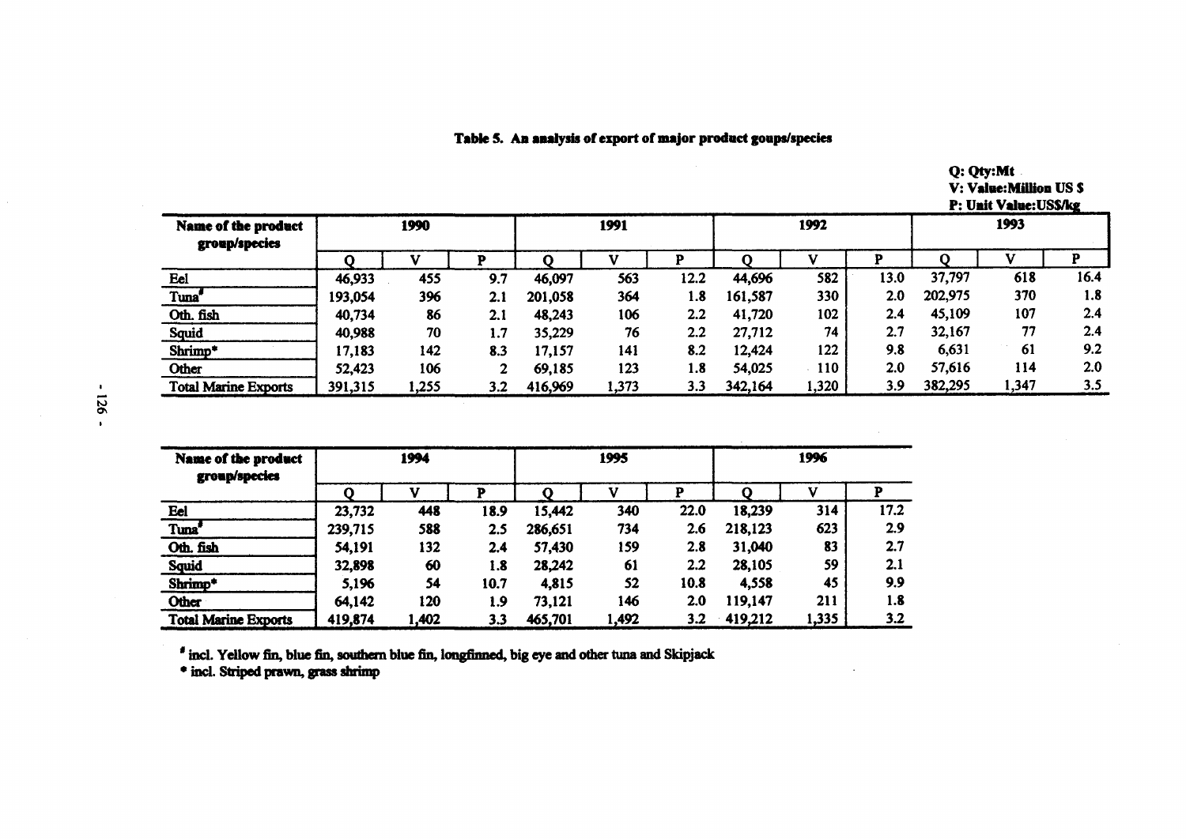**Table 5. An analysis of export of major product goups/species**

**Q: Qty:Mt**
**V: Value:Million US $**
**P: Unit Value:US$/kg**

| Name of the product group/species | 1990 | | | 1991 | | | 1992 | | | 1993 | | |
|---|---|---|---|---|---|---|---|---|---|---|---|---|
| | Q | V | P | Q | V | P | Q | V | P | Q | V | P |
| Eel | 46,933 | 455 | 9.7 | 46,097 | 563 | 12.2 | 44,696 | 582 | 13.0 | 37,797 | 618 | 16.4 |
| Tuna# | 193,054 | 396 | 2.1 | 201,058 | 364 | 1.8 | 161,587 | 330 | 2.0 | 202,975 | 370 | 1.8 |
| Oth. fish | 40,734 | 86 | 2.1 | 48,243 | 106 | 2.2 | 41,720 | 102 | 2.4 | 45,109 | 107 | 2.4 |
| Squid | 40,988 | 70 | 1.7 | 35,229 | 76 | 2.2 | 27,712 | 74 | 2.7 | 32,167 | 77 | 2.4 |
| Shrimp* | 17,183 | 142 | 8.3 | 17,157 | 141 | 8.2 | 12,424 | 122 | 9.8 | 6,631 | 61 | 9.2 |
| Other | 52,423 | 106 | 2 | 69,185 | 123 | 1.8 | 54,025 | 110 | 2.0 | 57,616 | 114 | 2.0 |
| Total Marine Exports | 391,315 | 1,255 | 3.2 | 416,969 | 1,373 | 3.3 | 342,164 | 1,320 | 3.9 | 382,295 | 1,347 | 3.5 |

| Name of the product group/species | 1994 | | | 1995 | | | 1996 | | |
|---|---|---|---|---|---|---|---|---|---|
| | Q | V | P | Q | V | P | Q | V | P |
| Eel | 23,732 | 448 | 18.9 | 15,442 | 340 | 22.0 | 18,239 | 314 | 17.2 |
| Tuna# | 239,715 | 588 | 2.5 | 286,651 | 734 | 2.6 | 218,123 | 623 | 2.9 |
| Oth. fish | 54,191 | 132 | 2.4 | 57,430 | 159 | 2.8 | 31,040 | 83 | 2.7 |
| Squid | 32,898 | 60 | 1.8 | 28,242 | 61 | 2.2 | 28,105 | 59 | 2.1 |
| Shrimp* | 5,196 | 54 | 10.7 | 4,815 | 52 | 10.8 | 4,558 | 45 | 9.9 |
| Other | 64,142 | 120 | 1.9 | 73,121 | 146 | 2.0 | 119,147 | 211 | 1.8 |
| Total Marine Exports | 419,874 | 1,402 | 3.3 | 465,701 | 1,492 | 3.2 | 419,212 | 1,335 | 3.2 |

# incl. Yellow fin, blue fin, southern blue fin, longfinned, big eye and other tuna and Skipjack

\* incl. Striped prawn, grass shrimp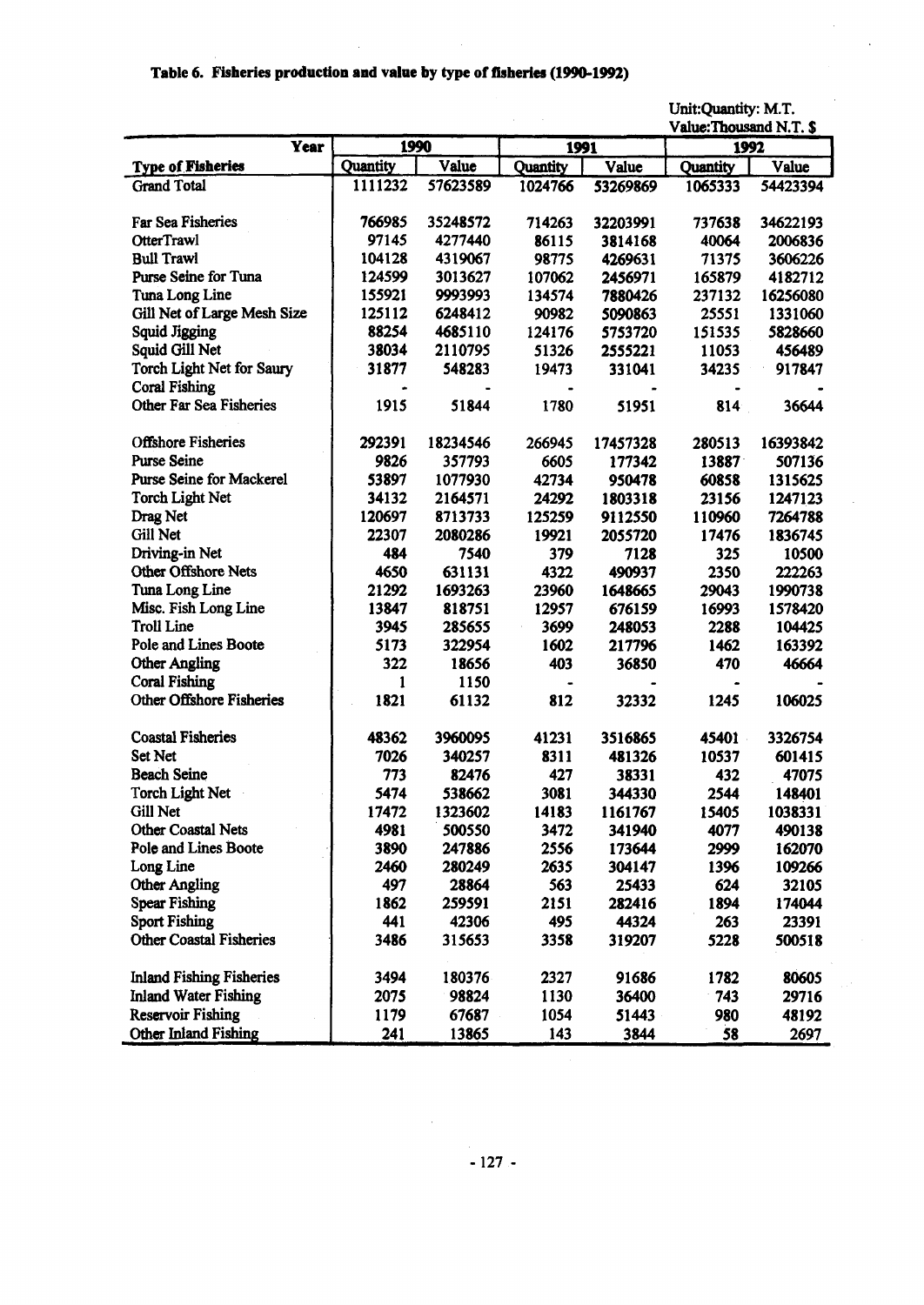**Table 6. Fisheries production and value by type of fisheries (1990-1992)**

Unit:Quantity: M.T.
Value:Thousand N.T. $

| Year | 1990 | | 1991 | | 1992 | |
|---|---|---|---|---|---|---|
| **Type of Fisheries** | **Quantity** | **Value** | **Quantity** | **Value** | **Quantity** | **Value** |
| Grand Total | 1111232 | 57623589 | 1024766 | 53269869 | 1065333 | 54423394 |
| | | | | | | |
| Far Sea Fisheries | 766985 | 35248572 | 714263 | 32203991 | 737638 | 34622193 |
| OtterTrawl | 97145 | 4277440 | 86115 | 3814168 | 40064 | 2006836 |
| Bull Trawl | 104128 | 4319067 | 98775 | 4269631 | 71375 | 3606226 |
| Purse Seine for Tuna | 124599 | 3013627 | 107062 | 2456971 | 165879 | 4182712 |
| Tuna Long Line | 155921 | 9993993 | 134574 | 7880426 | 237132 | 16256080 |
| Gill Net of Large Mesh Size | 125112 | 6248412 | 90982 | 5090863 | 25551 | 1331060 |
| Squid Jigging | 88254 | 4685110 | 124176 | 5753720 | 151535 | 5828660 |
| Squid Gill Net | 38034 | 2110795 | 51326 | 2555221 | 11053 | 456489 |
| Torch Light Net for Saury | 31877 | 548283 | 19473 | 331041 | 34235 | 917847 |
| Coral Fishing | - | - | - | - | - | - |
| Other Far Sea Fisheries | 1915 | 51844 | 1780 | 51951 | 814 | 36644 |
| | | | | | | |
| Offshore Fisheries | 292391 | 18234546 | 266945 | 17457328 | 280513 | 16393842 |
| Purse Seine | 9826 | 357793 | 6605 | 177342 | 13887 | 507136 |
| Purse Seine for Mackerel | 53897 | 1077930 | 42734 | 950478 | 60858 | 1315625 |
| Torch Light Net | 34132 | 2164571 | 24292 | 1803318 | 23156 | 1247123 |
| Drag Net | 120697 | 8713733 | 125259 | 9112550 | 110960 | 7264788 |
| Gill Net | 22307 | 2080286 | 19921 | 2055720 | 17476 | 1836745 |
| Driving-in Net | 484 | 7540 | 379 | 7128 | 325 | 10500 |
| Other Offshore Nets | 4650 | 631131 | 4322 | 490937 | 2350 | 222263 |
| Tuna Long Line | 21292 | 1693263 | 23960 | 1648665 | 29043 | 1990738 |
| Misc. Fish Long Line | 13847 | 818751 | 12957 | 676159 | 16993 | 1578420 |
| Troll Line | 3945 | 285655 | 3699 | 248053 | 2288 | 104425 |
| Pole and Lines Boote | 5173 | 322954 | 1602 | 217796 | 1462 | 163392 |
| Other Angling | 322 | 18656 | 403 | 36850 | 470 | 46664 |
| Coral Fishing | 1 | 1150 | - | - | - | - |
| Other Offshore Fisheries | 1821 | 61132 | 812 | 32332 | 1245 | 106025 |
| | | | | | | |
| Coastal Fisheries | 48362 | 3960095 | 41231 | 3516865 | 45401 | 3326754 |
| Set Net | 7026 | 340257 | 8311 | 481326 | 10537 | 601415 |
| Beach Seine | 773 | 82476 | 427 | 38331 | 432 | 47075 |
| Torch Light Net | 5474 | 538662 | 3081 | 344330 | 2544 | 148401 |
| Gill Net | 17472 | 1323602 | 14183 | 1161767 | 15405 | 1038331 |
| Other Coastal Nets | 4981 | 500550 | 3472 | 341940 | 4077 | 490138 |
| Pole and Lines Boote | 3890 | 247886 | 2556 | 173644 | 2999 | 162070 |
| Long Line | 2460 | 280249 | 2635 | 304147 | 1396 | 109266 |
| Other Angling | 497 | 28864 | 563 | 25433 | 624 | 32105 |
| Spear Fishing | 1862 | 259591 | 2151 | 282416 | 1894 | 174044 |
| Sport Fishing | 441 | 42306 | 495 | 44324 | 263 | 23391 |
| Other Coastal Fisheries | 3486 | 315653 | 3358 | 319207 | 5228 | 500518 |
| | | | | | | |
| Inland Fishing Fisheries | 3494 | 180376 | 2327 | 91686 | 1782 | 80605 |
| Inland Water Fishing | 2075 | 98824 | 1130 | 36400 | 743 | 29716 |
| Reservoir Fishing | 1179 | 67687 | 1054 | 51443 | 980 | 48192 |
| Other Inland Fishing | 241 | 13865 | 143 | 3844 | 58 | 2697 |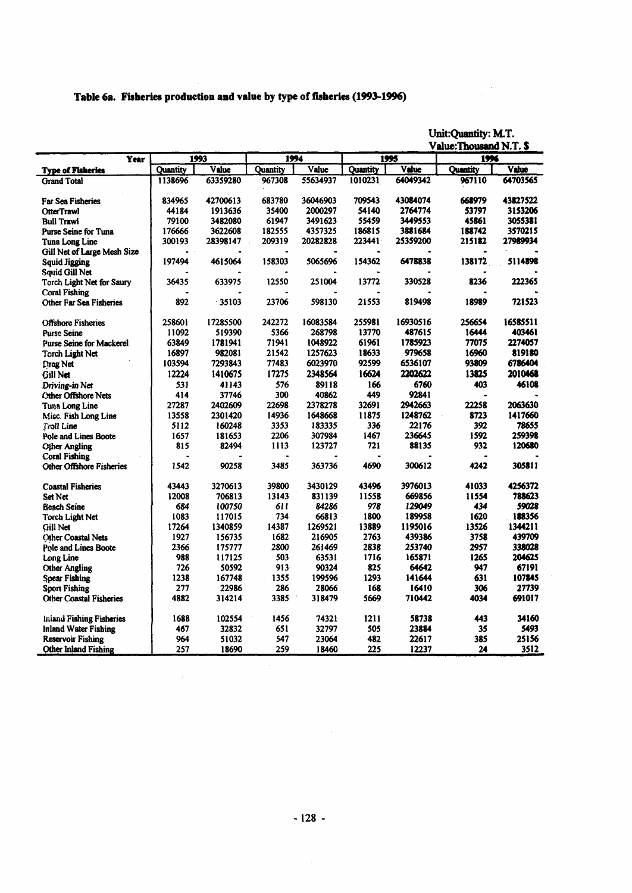# Table 6a. Fisheries production and value by type of fisheries (1993-1996)

Unit:Quantity: M.T.
Value:Thousand N.T. $

| Year | 1993 | | 1994 | | 1995 | | 1996 | |
|---|---|---|---|---|---|---|---|---|
| **Type of Fisheries** | Quantity | Value | Quantity | Value | Quantity | Value | Quantity | Value |
| Grand Total | 1138696 | 63359280 | 967308 | 55634937 | 1010231 | 64049342 | 967110 | 64703565 |
| | | | | | | | | |
| Far Sea Fisheries | 834965 | 42700613 | 683780 | 36046903 | 709543 | 43084074 | 668979 | 43827522 |
| OtterTrawl | 44184 | 1913636 | 35400 | 2000297 | 54140 | 2764774 | 53797 | 3153206 |
| Bull Trawl | 79100 | 3482080 | 61947 | 3491623 | 55459 | 3449553 | 45861 | 3055381 |
| Purse Seine for Tuna | 176666 | 3622608 | 182555 | 4357325 | 186815 | 3881684 | 188742 | 3570215 |
| Tuna Long Line | 300193 | 28398147 | 209319 | 20282828 | 223441 | 25359200 | 215182 | 27989934 |
| Gill Net of Large Mesh Size | - | - | - | - | - | - | - | - |
| Squid Jigging | 197494 | 4615064 | 158303 | 5065696 | 154362 | 6478838 | 138172 | 5114898 |
| Squid Gill Net | - | - | - | - | - | - | - | - |
| Torch Light Net for Saury | 36435 | 633975 | 12550 | 251004 | 13772 | 330528 | 8236 | 222365 |
| Coral Fishing | - | - | - | - | - | - | - | - |
| Other Far Sea Fisheries | 892 | 35103 | 23706 | 598130 | 21553 | 819498 | 18989 | 721523 |
| | | | | | | | | |
| Offshore Fisheries | 258601 | 17285500 | 242272 | 16083584 | 255981 | 16930516 | 256654 | 16585511 |
| Purse Seine | 11092 | 519390 | 5366 | 268798 | 13770 | 487615 | 16444 | 403461 |
| Purse Seine for Mackerel | 63849 | 1781941 | 71941 | 1048922 | 61961 | 1785923 | 77075 | 2274057 |
| Torch Light Net | 16897 | 982081 | 21542 | 1257623 | 18633 | 979658 | 16960 | 819180 |
| Drag Net | 103594 | 7293843 | 77483 | 6023970 | 92599 | 6536107 | 93809 | 6786404 |
| Gill Net | 12224 | 1410675 | 17275 | 2348564 | 16624 | 2202622 | 13825 | 2010468 |
| Driving-in Net | 531 | 41143 | 576 | 89118 | 166 | 6760 | 403 | 46108 |
| Other Offshore Nets | 414 | 37746 | 300 | 40862 | 449 | 92841 | - | - |
| Tuna Long Line | 27287 | 2402609 | 22698 | 2378278 | 32691 | 2942663 | 22258 | 2063630 |
| Misc. Fish Long Line | 13558 | 2301420 | 14936 | 1648668 | 11875 | 1248762 | 8723 | 1417660 |
| Troll Line | 5112 | 160248 | 3353 | 183335 | 336 | 22176 | 392 | 78655 |
| Pole and Lines Boote | 1657 | 181653 | 2206 | 307984 | 1467 | 236645 | 1592 | 259398 |
| Other Angling | 815 | 82494 | 1113 | 123727 | 721 | 88135 | 932 | 120680 |
| Coral Fishing | - | - | - | - | - | - | - | - |
| Other Offshore Fisheries | 1542 | 90258 | 3485 | 363736 | 4690 | 300612 | 4242 | 305811 |
| | | | | | | | | |
| Coastal Fisheries | 43443 | 3270613 | 39800 | 3430129 | 43496 | 3976013 | 41033 | 4256372 |
| Set Net | 12008 | 706813 | 13143 | 831139 | 11558 | 669856 | 11554 | 788623 |
| Beach Seine | 684 | 100750 | 611 | 84286 | 978 | 129049 | 434 | 59028 |
| Torch Light Net | 1083 | 117015 | 734 | 66813 | 1800 | 189958 | 1620 | 188356 |
| Gill Net | 17264 | 1340859 | 14387 | 1269521 | 13889 | 1195016 | 13526 | 1344211 |
| Other Coastal Nets | 1927 | 156735 | 1682 | 216905 | 2763 | 439386 | 3758 | 439709 |
| Pole and Lines Boote | 2366 | 175777 | 2800 | 261469 | 2838 | 253740 | 2957 | 338028 |
| Long Line | 988 | 117125 | 503 | 63531 | 1716 | 165871 | 1265 | 204625 |
| Other Angling | 726 | 50592 | 913 | 90324 | 825 | 64642 | 947 | 67191 |
| Spear Fishing | 1238 | 167748 | 1355 | 199596 | 1293 | 141644 | 631 | 107845 |
| Sport Fishing | 277 | 22986 | 286 | 28066 | 168 | 16410 | 306 | 27739 |
| Other Coastal Fisheries | 4882 | 314214 | 3385 | 318479 | 5669 | 710442 | 4034 | 691017 |
| | | | | | | | | |
| Inland Fishing Fisheries | 1688 | 102554 | 1456 | 74321 | 1211 | 58738 | 443 | 34160 |
| Inland Water Fishing | 467 | 32832 | 651 | 32797 | 505 | 23884 | 35 | 5493 |
| Reservoir Fishing | 964 | 51032 | 547 | 23064 | 482 | 22617 | 385 | 25156 |
| Other Inland Fishing | 257 | 18690 | 259 | 18460 | 225 | 12237 | 24 | 3512 |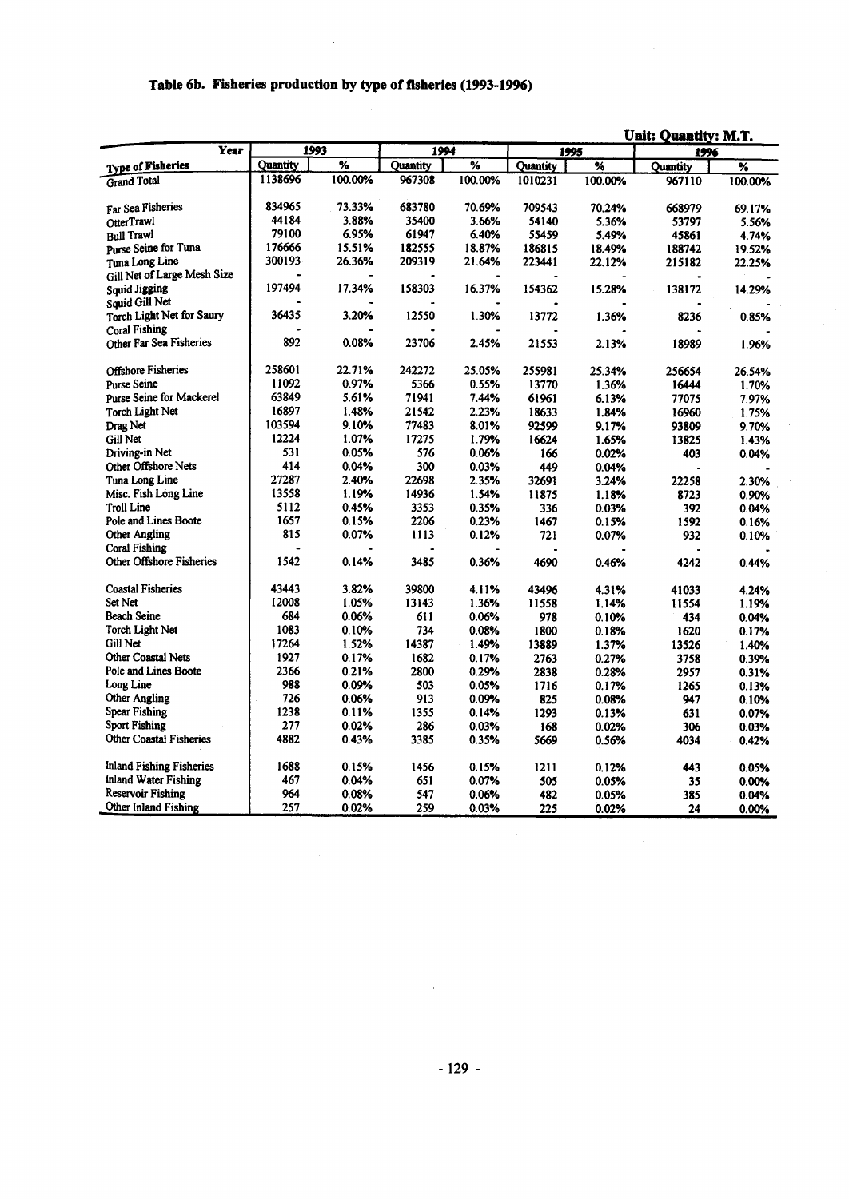### Table 6b. Fisheries production by type of fisheries (1993-1996)

Unit: Quantity: M.T.

| Year / Type of Fisheries | 1993 | | 1994 | | 1995 | | 1996 | |
|---|---|---|---|---|---|---|---|---|
| | Quantity | % | Quantity | % | Quantity | % | Quantity | % |
| Grand Total | 1138696 | 100.00% | 967308 | 100.00% | 1010231 | 100.00% | 967110 | 100.00% |
| Far Sea Fisheries | 834965 | 73.33% | 683780 | 70.69% | 709543 | 70.24% | 668979 | 69.17% |
| OtterTrawl | 44184 | 3.88% | 35400 | 3.66% | 54140 | 5.36% | 53797 | 5.56% |
| Bull Trawl | 79100 | 6.95% | 61947 | 6.40% | 55459 | 5.49% | 45861 | 4.74% |
| Purse Seine for Tuna | 176666 | 15.51% | 182555 | 18.87% | 186815 | 18.49% | 188742 | 19.52% |
| Tuna Long Line | 300193 | 26.36% | 209319 | 21.64% | 223441 | 22.12% | 215182 | 22.25% |
| Gill Net of Large Mesh Size | - | - | - | - | - | - | - | - |
| Squid Jigging | 197494 | 17.34% | 158303 | 16.37% | 154362 | 15.28% | 138172 | 14.29% |
| Squid Gill Net | - | - | - | - | - | - | - | - |
| Torch Light Net for Saury | 36435 | 3.20% | 12550 | 1.30% | 13772 | 1.36% | 8236 | 0.85% |
| Coral Fishing | - | - | - | - | - | - | - | - |
| Other Far Sea Fisheries | 892 | 0.08% | 23706 | 2.45% | 21553 | 2.13% | 18989 | 1.96% |
| Offshore Fisheries | 258601 | 22.71% | 242272 | 25.05% | 255981 | 25.34% | 256654 | 26.54% |
| Purse Seine | 11092 | 0.97% | 5366 | 0.55% | 13770 | 1.36% | 16444 | 1.70% |
| Purse Seine for Mackerel | 63849 | 5.61% | 71941 | 7.44% | 61961 | 6.13% | 77075 | 7.97% |
| Torch Light Net | 16897 | 1.48% | 21542 | 2.23% | 18633 | 1.84% | 16960 | 1.75% |
| Drag Net | 103594 | 9.10% | 77483 | 8.01% | 92599 | 9.17% | 93809 | 9.70% |
| Gill Net | 12224 | 1.07% | 17275 | 1.79% | 16624 | 1.65% | 13825 | 1.43% |
| Driving-in Net | 531 | 0.05% | 576 | 0.06% | 166 | 0.02% | 403 | 0.04% |
| Other Offshore Nets | 414 | 0.04% | 300 | 0.03% | 449 | 0.04% | - | - |
| Tuna Long Line | 27287 | 2.40% | 22698 | 2.35% | 32691 | 3.24% | 22258 | 2.30% |
| Misc. Fish Long Line | 13558 | 1.19% | 14936 | 1.54% | 11875 | 1.18% | 8723 | 0.90% |
| Troll Line | 5112 | 0.45% | 3353 | 0.35% | 336 | 0.03% | 392 | 0.04% |
| Pole and Lines Boote | 1657 | 0.15% | 2206 | 0.23% | 1467 | 0.15% | 1592 | 0.16% |
| Other Angling | 815 | 0.07% | 1113 | 0.12% | 721 | 0.07% | 932 | 0.10% |
| Coral Fishing | - | - | - | - | - | - | - | - |
| Other Offshore Fisheries | 1542 | 0.14% | 3485 | 0.36% | 4690 | 0.46% | 4242 | 0.44% |
| Coastal Fisheries | 43443 | 3.82% | 39800 | 4.11% | 43496 | 4.31% | 41033 | 4.24% |
| Set Net | 12008 | 1.05% | 13143 | 1.36% | 11558 | 1.14% | 11554 | 1.19% |
| Beach Seine | 684 | 0.06% | 611 | 0.06% | 978 | 0.10% | 434 | 0.04% |
| Torch Light Net | 1083 | 0.10% | 734 | 0.08% | 1800 | 0.18% | 1620 | 0.17% |
| Gill Net | 17264 | 1.52% | 14387 | 1.49% | 13889 | 1.37% | 13526 | 1.40% |
| Other Coastal Nets | 1927 | 0.17% | 1682 | 0.17% | 2763 | 0.27% | 3758 | 0.39% |
| Pole and Lines Boote | 2366 | 0.21% | 2800 | 0.29% | 2838 | 0.28% | 2957 | 0.31% |
| Long Line | 988 | 0.09% | 503 | 0.05% | 1716 | 0.17% | 1265 | 0.13% |
| Other Angling | 726 | 0.06% | 913 | 0.09% | 825 | 0.08% | 947 | 0.10% |
| Spear Fishing | 1238 | 0.11% | 1355 | 0.14% | 1293 | 0.13% | 631 | 0.07% |
| Sport Fishing | 277 | 0.02% | 286 | 0.03% | 168 | 0.02% | 306 | 0.03% |
| Other Coastal Fisheries | 4882 | 0.43% | 3385 | 0.35% | 5669 | 0.56% | 4034 | 0.42% |
| Inland Fishing Fisheries | 1688 | 0.15% | 1456 | 0.15% | 1211 | 0.12% | 443 | 0.05% |
| Inland Water Fishing | 467 | 0.04% | 651 | 0.07% | 505 | 0.05% | 35 | 0.00% |
| Reservoir Fishing | 964 | 0.08% | 547 | 0.06% | 482 | 0.05% | 385 | 0.04% |
| Other Inland Fishing | 257 | 0.02% | 259 | 0.03% | 225 | 0.02% | 24 | 0.00% |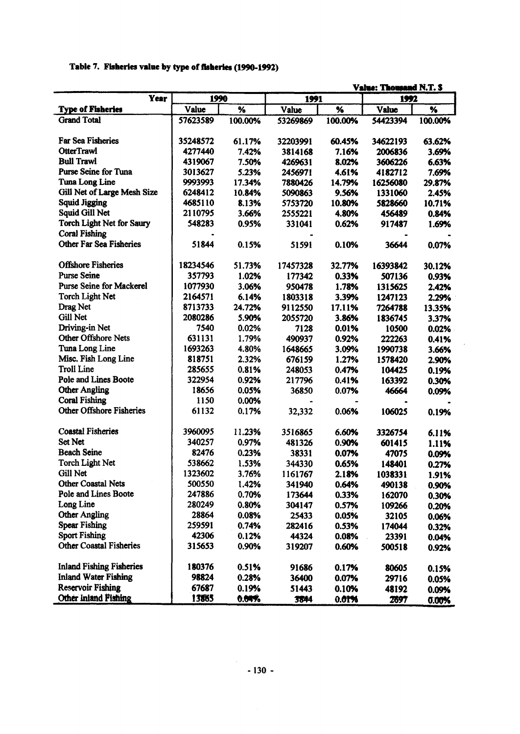**Table 7. Fisheries value by type of fisheries (1990-1992)**

Value: Thousand N.T. $

| Year | 1990 | | 1991 | | 1992 | |
|---|---|---|---|---|---|---|
| **Type of Fisheries** | **Value** | **%** | **Value** | **%** | **Value** | **%** |
| Grand Total | 57623589 | 100.00% | 53269869 | 100.00% | 54423394 | 100.00% |
| Far Sea Fisheries | 35248572 | 61.17% | 32203991 | 60.45% | 34622193 | 63.62% |
| OtterTrawl | 4277440 | 7.42% | 3814168 | 7.16% | 2006836 | 3.69% |
| Bull Trawl | 4319067 | 7.50% | 4269631 | 8.02% | 3606226 | 6.63% |
| Purse Seine for Tuna | 3013627 | 5.23% | 2456971 | 4.61% | 4182712 | 7.69% |
| Tuna Long Line | 9993993 | 17.34% | 7880426 | 14.79% | 16256080 | 29.87% |
| Gill Net of Large Mesh Size | 6248412 | 10.84% | 5090863 | 9.56% | 1331060 | 2.45% |
| Squid Jigging | 4685110 | 8.13% | 5753720 | 10.80% | 5828660 | 10.71% |
| Squid Gill Net | 2110795 | 3.66% | 2555221 | 4.80% | 456489 | 0.84% |
| Torch Light Net for Saury | 548283 | 0.95% | 331041 | 0.62% | 917487 | 1.69% |
| Coral Fishing | - | | - | | - | - |
| Other Far Sea Fisheries | 51844 | 0.15% | 51591 | 0.10% | 36644 | 0.07% |
| Offshore Fisheries | 18234546 | 51.73% | 17457328 | 32.77% | 16393842 | 30.12% |
| Purse Seine | 357793 | 1.02% | 177342 | 0.33% | 507136 | 0.93% |
| Purse Seine for Mackerel | 1077930 | 3.06% | 950478 | 1.78% | 1315625 | 2.42% |
| Torch Light Net | 2164571 | 6.14% | 1803318 | 3.39% | 1247123 | 2.29% |
| Drag Net | 8713733 | 24.72% | 9112550 | 17.11% | 7264788 | 13.35% |
| Gill Net | 2080286 | 5.90% | 2055720 | 3.86% | 1836745 | 3.37% |
| Driving-in Net | 7540 | 0.02% | 7128 | 0.01% | 10500 | 0.02% |
| Other Offshore Nets | 631131 | 1.79% | 490937 | 0.92% | 222263 | 0.41% |
| Tuna Long Line | 1693263 | 4.80% | 1648665 | 3.09% | 1990738 | 3.66% |
| Misc. Fish Long Line | 818751 | 2.32% | 676159 | 1.27% | 1578420 | 2.90% |
| Troll Line | 285655 | 0.81% | 248053 | 0.47% | 104425 | 0.19% |
| Pole and Lines Boote | 322954 | 0.92% | 217796 | 0.41% | 163392 | 0.30% |
| Other Angling | 18656 | 0.05% | 36850 | 0.07% | 46664 | 0.09% |
| Coral Fishing | 1150 | 0.00% | - | - | - | - |
| Other Offshore Fisheries | 61132 | 0.17% | 32,332 | 0.06% | 106025 | 0.19% |
| Coastal Fisheries | 3960095 | 11.23% | 3516865 | 6.60% | 3326754 | 6.11% |
| Set Net | 340257 | 0.97% | 481326 | 0.90% | 601415 | 1.11% |
| Beach Seine | 82476 | 0.23% | 38331 | 0.07% | 47075 | 0.09% |
| Torch Light Net | 538662 | 1.53% | 344330 | 0.65% | 148401 | 0.27% |
| Gill Net | 1323602 | 3.76% | 1161767 | 2.18% | 1038331 | 1.91% |
| Other Coastal Nets | 500550 | 1.42% | 341940 | 0.64% | 490138 | 0.90% |
| Pole and Lines Boote | 247886 | 0.70% | 173644 | 0.33% | 162070 | 0.30% |
| Long Line | 280249 | 0.80% | 304147 | 0.57% | 109266 | 0.20% |
| Other Angling | 28864 | 0.08% | 25433 | 0.05% | 32105 | 0.06% |
| Spear Fishing | 259591 | 0.74% | 282416 | 0.53% | 174044 | 0.32% |
| Sport Fishing | 42306 | 0.12% | 44324 | 0.08% | 23391 | 0.04% |
| Other Coastal Fisheries | 315653 | 0.90% | 319207 | 0.60% | 500518 | 0.92% |
| Inland Fishing Fisheries | 180376 | 0.51% | 91686 | 0.17% | 80605 | 0.15% |
| Inland Water Fishing | 98824 | 0.28% | 36400 | 0.07% | 29716 | 0.05% |
| Reservoir Fishing | 67687 | 0.19% | 51443 | 0.10% | 48192 | 0.09% |
| Other Inland Fishing | 13865 | 0.04% | 3844 | 0.01% | 2697 | 0.00% |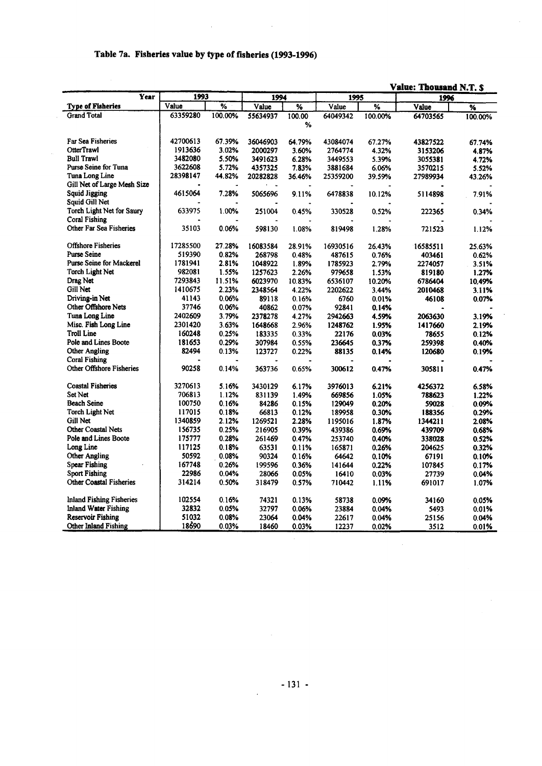### Table 7a. Fisheries value by type of fisheries (1993-1996)

**Value: Thousand N.T. $**

| Year | 1993 | | 1994 | | 1995 | | 1996 | |
|---|---|---|---|---|---|---|---|---|
| **Type of Fisheries** | Value | % | Value | % | Value | % | Value | % |
| Grand Total | 63359280 | 100.00% | 55634937 | 100.00 % | 64049342 | 100.00% | 64703565 | 100.00% |
| Far Sea Fisheries | 42700613 | 67.39% | 36046903 | 64.79% | 43084074 | 67.27% | 43827522 | 67.74% |
| OtterTrawl | 1913636 | 3.02% | 2000297 | 3.60% | 2764774 | 4.32% | 3153206 | 4.87% |
| Bull Trawl | 3482080 | 5.50% | 3491623 | 6.28% | 3449553 | 5.39% | 3055381 | 4.72% |
| Purse Seine for Tuna | 3622608 | 5.72% | 4357325 | 7.83% | 3881684 | 6.06% | 3570215 | 5.52% |
| Tuna Long Line | 28398147 | 44.82% | 20282828 | 36.46% | 25359200 | 39.59% | 27989934 | 43.26% |
| Gill Net of Large Mesh Size | - | - | - | - | - | - | - | - |
| Squid Jigging | 4615064 | 7.28% | 5065696 | 9.11% | 6478838 | 10.12% | 5114898 | 7.91% |
| Squid Gill Net | - | - | - | - | - | - | - | - |
| Torch Light Net for Saury | 633975 | 1.00% | 251004 | 0.45% | 330528 | 0.52% | 222365 | 0.34% |
| Coral Fishing | - | - | - | - | - | - | - | - |
| Other Far Sea Fisheries | 35103 | 0.06% | 598130 | 1.08% | 819498 | 1.28% | 721523 | 1.12% |
| Offshore Fisheries | 17285500 | 27.28% | 16083584 | 28.91% | 16930516 | 26.43% | 16585511 | 25.63% |
| Purse Seine | 519390 | 0.82% | 268798 | 0.48% | 487615 | 0.76% | 403461 | 0.62% |
| Purse Seine for Mackerel | 1781941 | 2.81% | 1048922 | 1.89% | 1785923 | 2.79% | 2274057 | 3.51% |
| Torch Light Net | 982081 | 1.55% | 1257623 | 2.26% | 979658 | 1.53% | 819180 | 1.27% |
| Drag Net | 7293843 | 11.51% | 6023970 | 10.83% | 6536107 | 10.20% | 6786404 | 10.49% |
| Gill Net | 1410675 | 2.23% | 2348564 | 4.22% | 2202622 | 3.44% | 2010468 | 3.11% |
| Driving-in Net | 41143 | 0.06% | 89118 | 0.16% | 6760 | 0.01% | 46108 | 0.07% |
| Other Offshore Nets | 37746 | 0.06% | 40862 | 0.07% | 92841 | 0.14% | - | - |
| Tuna Long Line | 2402609 | 3.79% | 2378278 | 4.27% | 2942663 | 4.59% | 2063630 | 3.19% |
| Misc. Fish Long Line | 2301420 | 3.63% | 1648668 | 2.96% | 1248762 | 1.95% | 1417660 | 2.19% |
| Troll Line | 160248 | 0.25% | 183335 | 0.33% | 22176 | 0.03% | 78655 | 0.12% |
| Pole and Lines Boote | 181653 | 0.29% | 307984 | 0.55% | 236645 | 0.37% | 259398 | 0.40% |
| Other Angling | 82494 | 0.13% | 123727 | 0.22% | 88135 | 0.14% | 120680 | 0.19% |
| Coral Fishing | - | - | - | - | - | - | - | - |
| Other Offshore Fisheries | 90258 | 0.14% | 363736 | 0.65% | 300612 | 0.47% | 305811 | 0.47% |
| Coastal Fisheries | 3270613 | 5.16% | 3430129 | 6.17% | 3976013 | 6.21% | 4256372 | 6.58% |
| Set Net | 706813 | 1.12% | 831139 | 1.49% | 669856 | 1.05% | 788623 | 1.22% |
| Beach Seine | 100750 | 0.16% | 84286 | 0.15% | 129049 | 0.20% | 59028 | 0.09% |
| Torch Light Net | 117015 | 0.18% | 66813 | 0.12% | 189958 | 0.30% | 188356 | 0.29% |
| Gill Net | 1340859 | 2.12% | 1269521 | 2.28% | 1195016 | 1.87% | 1344211 | 2.08% |
| Other Coastal Nets | 156735 | 0.25% | 216905 | 0.39% | 439386 | 0.69% | 439709 | 0.68% |
| Pole and Lines Boote | 175777 | 0.28% | 261469 | 0.47% | 253740 | 0.40% | 338028 | 0.52% |
| Long Line | 117125 | 0.18% | 63531 | 0.11% | 165871 | 0.26% | 204625 | 0.32% |
| Other Angling | 50592 | 0.08% | 90324 | 0.16% | 64642 | 0.10% | 67191 | 0.10% |
| Spear Fishing | 167748 | 0.26% | 199596 | 0.36% | 141644 | 0.22% | 107845 | 0.17% |
| Sport Fishing | 22986 | 0.04% | 28066 | 0.05% | 16410 | 0.03% | 27739 | 0.04% |
| Other Coastal Fisheries | 314214 | 0.50% | 318479 | 0.57% | 710442 | 1.11% | 691017 | 1.07% |
| Inland Fishing Fisheries | 102554 | 0.16% | 74321 | 0.13% | 58738 | 0.09% | 34160 | 0.05% |
| Inland Water Fishing | 32832 | 0.05% | 32797 | 0.06% | 23884 | 0.04% | 5493 | 0.01% |
| Reservoir Fishing | 51032 | 0.08% | 23064 | 0.04% | 22617 | 0.04% | 25156 | 0.04% |
| Other Inland Fishing | 18690 | 0.03% | 18460 | 0.03% | 12237 | 0.02% | 3512 | 0.01% |